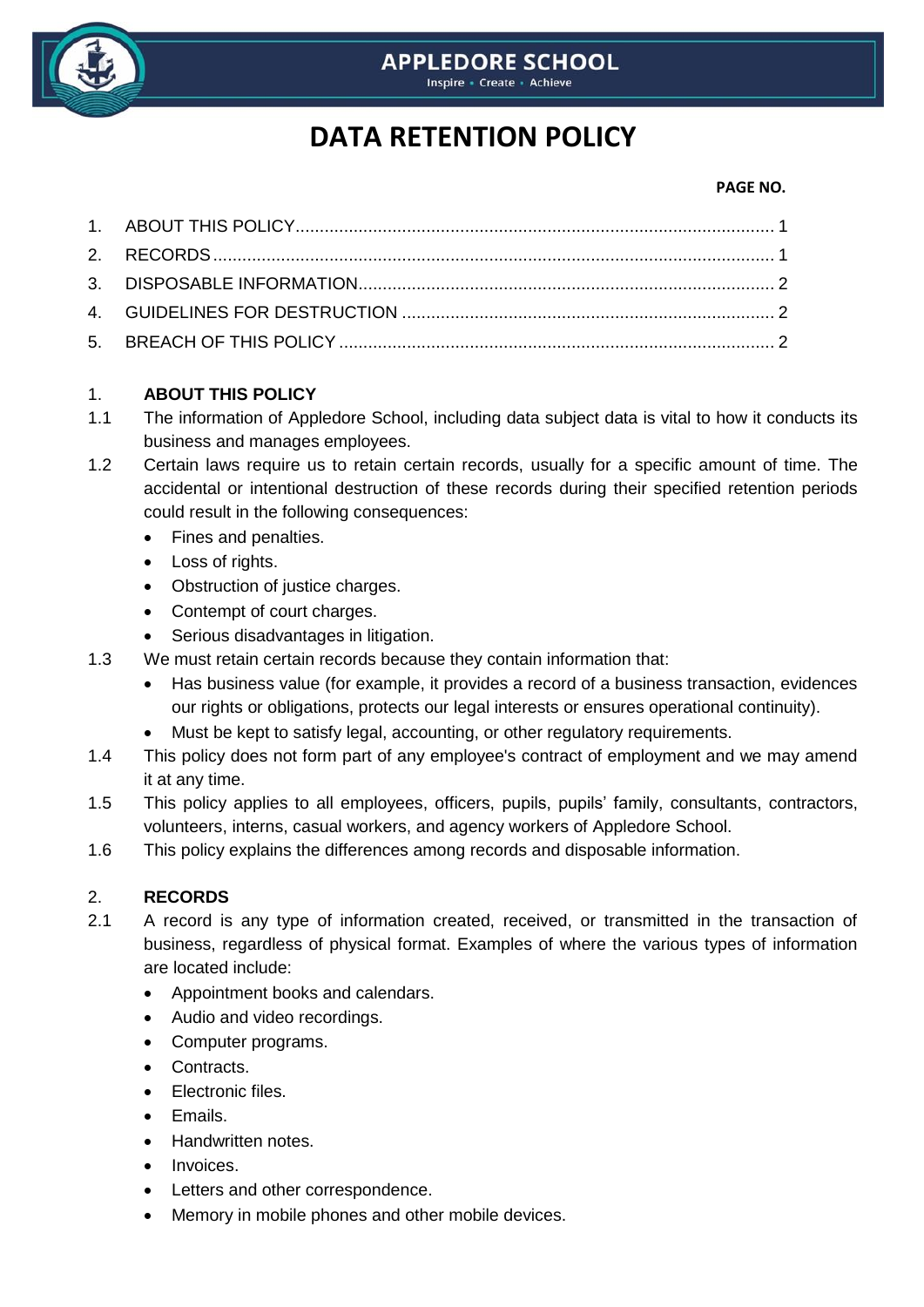APPLEDORE SCHOOL

Inspire • Create • Achieve

# DATA RETENTION POLICY

**PAGE NO.**

1. ABOUT THIS POLICY ........ 1
2. RECORDS ........ 1
3. DISPOSABLE INFORMATION ........ 2
4. GUIDELINES FOR DESTRUCTION ........ 2
5. BREACH OF THIS POLICY ........ 2

## 1. ABOUT THIS POLICY

1.1 The information of Appledore School, including data subject data is vital to how it conducts its business and manages employees.

1.2 Certain laws require us to retain certain records, usually for a specific amount of time. The accidental or intentional destruction of these records during their specified retention periods could result in the following consequences:

- Fines and penalties.
- Loss of rights.
- Obstruction of justice charges.
- Contempt of court charges.
- Serious disadvantages in litigation.

1.3 We must retain certain records because they contain information that:

- Has business value (for example, it provides a record of a business transaction, evidences our rights or obligations, protects our legal interests or ensures operational continuity).
- Must be kept to satisfy legal, accounting, or other regulatory requirements.

1.4 This policy does not form part of any employee's contract of employment and we may amend it at any time.

1.5 This policy applies to all employees, officers, pupils, pupils' family, consultants, contractors, volunteers, interns, casual workers, and agency workers of Appledore School.

1.6 This policy explains the differences among records and disposable information.

## 2. RECORDS

2.1 A record is any type of information created, received, or transmitted in the transaction of business, regardless of physical format. Examples of where the various types of information are located include:

- Appointment books and calendars.
- Audio and video recordings.
- Computer programs.
- Contracts.
- Electronic files.
- Emails.
- Handwritten notes.
- Invoices.
- Letters and other correspondence.
- Memory in mobile phones and other mobile devices.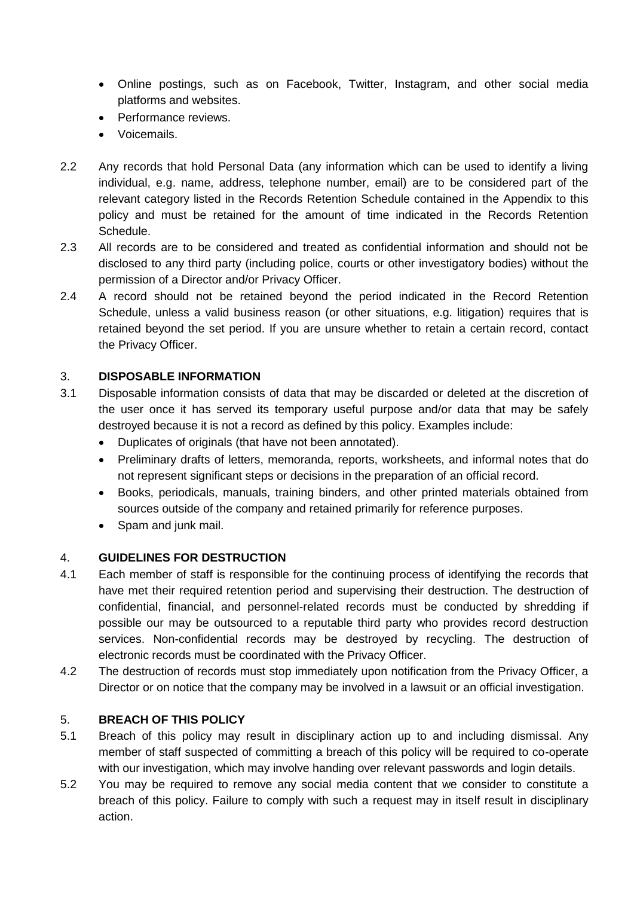- Online postings, such as on Facebook, Twitter, Instagram, and other social media platforms and websites.
- Performance reviews.
- Voicemails.

2.2 Any records that hold Personal Data (any information which can be used to identify a living individual, e.g. name, address, telephone number, email) are to be considered part of the relevant category listed in the Records Retention Schedule contained in the Appendix to this policy and must be retained for the amount of time indicated in the Records Retention Schedule.

2.3 All records are to be considered and treated as confidential information and should not be disclosed to any third party (including police, courts or other investigatory bodies) without the permission of a Director and/or Privacy Officer.

2.4 A record should not be retained beyond the period indicated in the Record Retention Schedule, unless a valid business reason (or other situations, e.g. litigation) requires that is retained beyond the set period. If you are unsure whether to retain a certain record, contact the Privacy Officer.

## 3. DISPOSABLE INFORMATION

3.1 Disposable information consists of data that may be discarded or deleted at the discretion of the user once it has served its temporary useful purpose and/or data that may be safely destroyed because it is not a record as defined by this policy. Examples include:

- Duplicates of originals (that have not been annotated).
- Preliminary drafts of letters, memoranda, reports, worksheets, and informal notes that do not represent significant steps or decisions in the preparation of an official record.
- Books, periodicals, manuals, training binders, and other printed materials obtained from sources outside of the company and retained primarily for reference purposes.
- Spam and junk mail.

## 4. GUIDELINES FOR DESTRUCTION

4.1 Each member of staff is responsible for the continuing process of identifying the records that have met their required retention period and supervising their destruction. The destruction of confidential, financial, and personnel-related records must be conducted by shredding if possible our may be outsourced to a reputable third party who provides record destruction services. Non-confidential records may be destroyed by recycling. The destruction of electronic records must be coordinated with the Privacy Officer.

4.2 The destruction of records must stop immediately upon notification from the Privacy Officer, a Director or on notice that the company may be involved in a lawsuit or an official investigation.

## 5. BREACH OF THIS POLICY

5.1 Breach of this policy may result in disciplinary action up to and including dismissal. Any member of staff suspected of committing a breach of this policy will be required to co-operate with our investigation, which may involve handing over relevant passwords and login details.

5.2 You may be required to remove any social media content that we consider to constitute a breach of this policy. Failure to comply with such a request may in itself result in disciplinary action.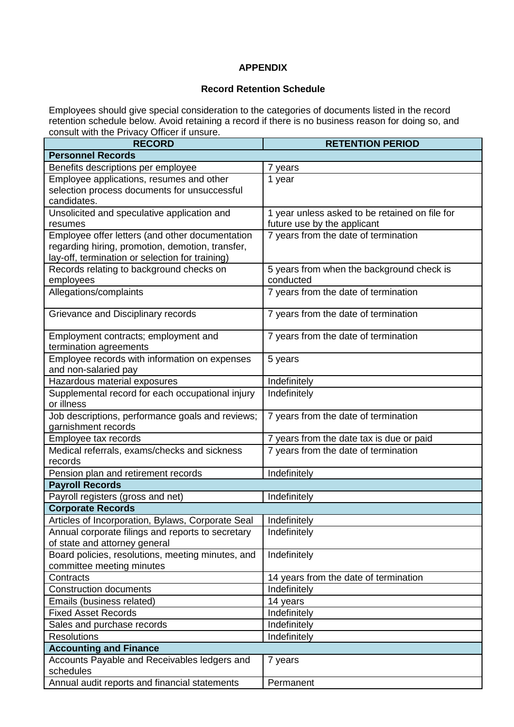**APPENDIX**

**Record Retention Schedule**

Employees should give special consideration to the categories of documents listed in the record retention schedule below. Avoid retaining a record if there is no business reason for doing so, and consult with the Privacy Officer if unsure.

| RECORD | RETENTION PERIOD |
|---|---|
| **Personnel Records** | |
| Benefits descriptions per employee | 7 years |
| Employee applications, resumes and other selection process documents for unsuccessful candidates. | 1 year |
| Unsolicited and speculative application and resumes | 1 year unless asked to be retained on file for future use by the applicant |
| Employee offer letters (and other documentation regarding hiring, promotion, demotion, transfer, lay-off, termination or selection for training) | 7 years from the date of termination |
| Records relating to background checks on employees | 5 years from when the background check is conducted |
| Allegations/complaints | 7 years from the date of termination |
| Grievance and Disciplinary records | 7 years from the date of termination |
| Employment contracts; employment and termination agreements | 7 years from the date of termination |
| Employee records with information on expenses and non-salaried pay | 5 years |
| Hazardous material exposures | Indefinitely |
| Supplemental record for each occupational injury or illness | Indefinitely |
| Job descriptions, performance goals and reviews; garnishment records | 7 years from the date of termination |
| Employee tax records | 7 years from the date tax is due or paid |
| Medical referrals, exams/checks and sickness records | 7 years from the date of termination |
| Pension plan and retirement records | Indefinitely |
| **Payroll Records** | |
| Payroll registers (gross and net) | Indefinitely |
| **Corporate Records** | |
| Articles of Incorporation, Bylaws, Corporate Seal | Indefinitely |
| Annual corporate filings and reports to secretary of state and attorney general | Indefinitely |
| Board policies, resolutions, meeting minutes, and committee meeting minutes | Indefinitely |
| Contracts | 14 years from the date of termination |
| Construction documents | Indefinitely |
| Emails (business related) | 14 years |
| Fixed Asset Records | Indefinitely |
| Sales and purchase records | Indefinitely |
| Resolutions | Indefinitely |
| **Accounting and Finance** | |
| Accounts Payable and Receivables ledgers and schedules | 7 years |
| Annual audit reports and financial statements | Permanent |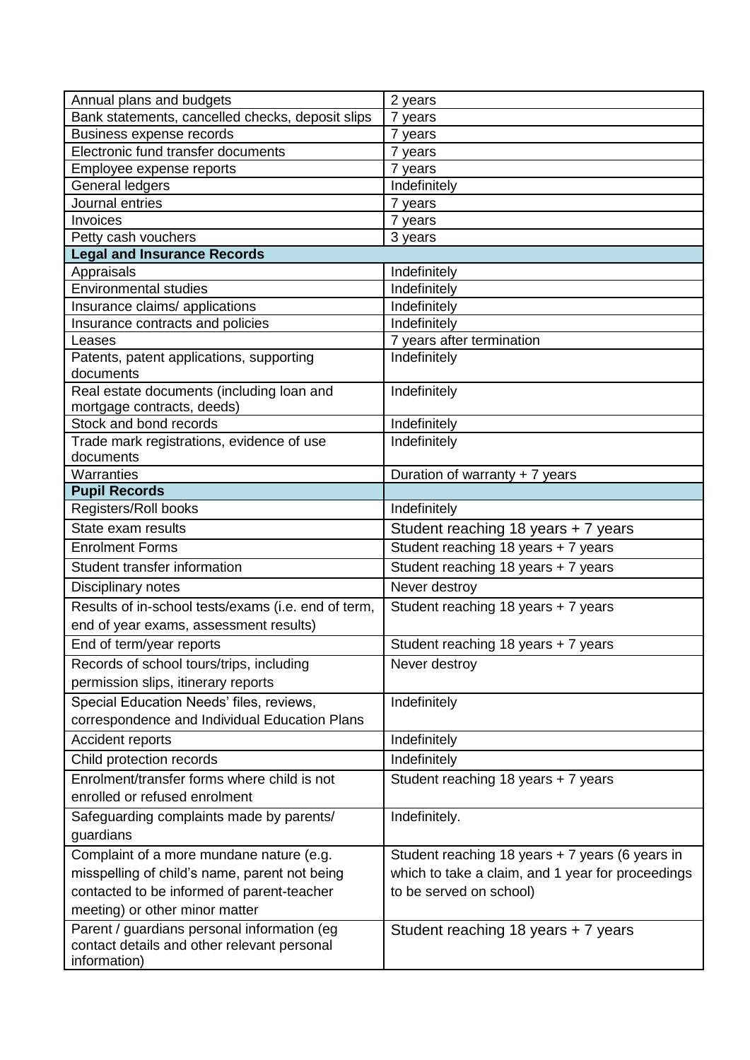| | |
|---|---|
| Annual plans and budgets | 2 years |
| Bank statements, cancelled checks, deposit slips | 7 years |
| Business expense records | 7 years |
| Electronic fund transfer documents | 7 years |
| Employee expense reports | 7 years |
| General ledgers | Indefinitely |
| Journal entries | 7 years |
| Invoices | 7 years |
| Petty cash vouchers | 3 years |
| **Legal and Insurance Records** | |
| Appraisals | Indefinitely |
| Environmental studies | Indefinitely |
| Insurance claims/ applications | Indefinitely |
| Insurance contracts and policies | Indefinitely |
| Leases | 7 years after termination |
| Patents, patent applications, supporting documents | Indefinitely |
| Real estate documents (including loan and mortgage contracts, deeds) | Indefinitely |
| Stock and bond records | Indefinitely |
| Trade mark registrations, evidence of use documents | Indefinitely |
| Warranties | Duration of warranty + 7 years |
| **Pupil Records** | |
| Registers/Roll books | Indefinitely |
| State exam results | Student reaching 18 years + 7 years |
| Enrolment Forms | Student reaching 18 years + 7 years |
| Student transfer information | Student reaching 18 years + 7 years |
| Disciplinary notes | Never destroy |
| Results of in-school tests/exams (i.e. end of term, end of year exams, assessment results) | Student reaching 18 years + 7 years |
| End of term/year reports | Student reaching 18 years + 7 years |
| Records of school tours/trips, including permission slips, itinerary reports | Never destroy |
| Special Education Needs' files, reviews, correspondence and Individual Education Plans | Indefinitely |
| Accident reports | Indefinitely |
| Child protection records | Indefinitely |
| Enrolment/transfer forms where child is not enrolled or refused enrolment | Student reaching 18 years + 7 years |
| Safeguarding complaints made by parents/ guardians | Indefinitely. |
| Complaint of a more mundane nature (e.g. misspelling of child's name, parent not being contacted to be informed of parent-teacher meeting) or other minor matter | Student reaching 18 years + 7 years (6 years in which to take a claim, and 1 year for proceedings to be served on school) |
| Parent / guardians personal information (eg contact details and other relevant personal information) | Student reaching 18 years + 7 years |